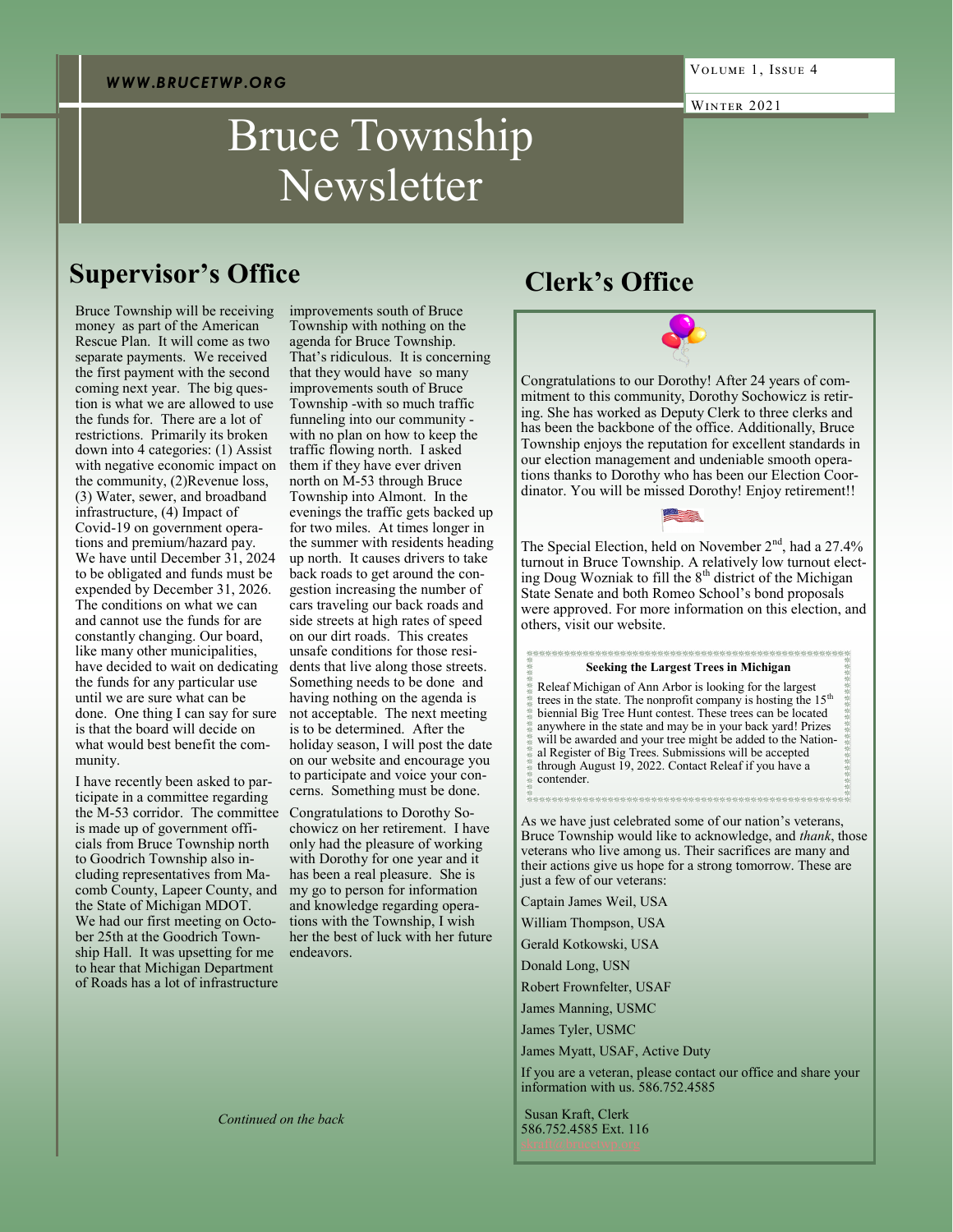# Bruce Township Newsletter

## Supervisor's Office

Bruce Township will be receiving money as part of the American Rescue Plan. It will come as two separate payments. We received the first payment with the second coming next year. The big question is what we are allowed to use the funds for. There are a lot of restrictions. Primarily its broken down into 4 categories: (1) Assist with negative economic impact on the community, (2)Revenue loss, (3) Water, sewer, and broadband infrastructure, (4) Impact of Covid-19 on government operations and premium/hazard pay. We have until December 31, 2024 to be obligated and funds must be expended by December 31, 2026. The conditions on what we can and cannot use the funds for are constantly changing. Our board, like many other municipalities, have decided to wait on dedicating the funds for any particular use until we are sure what can be done. One thing I can say for sure is that the board will decide on what would best benefit the community.

I have recently been asked to participate in a committee regarding the M-53 corridor. The committee is made up of government officials from Bruce Township north to Goodrich Township also including representatives from Macomb County, Lapeer County, and the State of Michigan MDOT. We had our first meeting on October 25th at the Goodrich Township Hall. It was upsetting for me to hear that Michigan Department of Roads has a lot of infrastructure improvements south of Bruce Township with nothing on the agenda for Bruce Township. That's ridiculous. It is concerning that they would have so many improvements south of Bruce Township -with so much traffic funneling into our community - with no plan on how to keep the traffic flowing north. I asked them if they have ever driven north on M-53 through Bruce Township into Almont. In the evenings the traffic gets backed up for two miles. At times longer in the summer with residents heading up north. It causes drivers to take back roads to get around the congestion increasing the number of cars traveling our back roads and side streets at high rates of speed on our dirt roads. This creates unsafe conditions for those residents that live along those streets. Something needs to be done and having nothing on the agenda is not acceptable. The next meeting is to be determined. After the holiday season, I will post the date on our website and encourage you to participate and voice your concerns. Something must be done.

Congratulations to Dorothy Sochowicz on her retirement. I have only had the pleasure of working with Dorothy for one year and it has been a real pleasure. She is my go to person for information and knowledge regarding operations with the Township, I wish her the best of luck with her future endeavors.

*Continued on the back*

## Clerk's Office

Congratulations to our Dorothy! After 24 years of commitment to this community, Dorothy Sochowicz is retiring. She has worked as Deputy Clerk to three clerks and has been the backbone of the office. Additionally, Bruce Township enjoys the reputation for excellent standards in our election management and undeniable smooth operations thanks to Dorothy who has been our Election Coordinator. You will be missed Dorothy! Enjoy retirement!!

The Special Election, held on November 2nd, had a 27.4% turnout in Bruce Township. A relatively low turnout electing Doug Wozniak to fill the 8th district of the Michigan State Senate and both Romeo School's bond proposals were approved. For more information on this election, and others, visit our website.

**Seeking the Largest Trees in Michigan**

Releaf Michigan of Ann Arbor is looking for the largest trees in the state. The nonprofit company is hosting the 15th biennial Big Tree Hunt contest. These trees can be located anywhere in the state and may be in your back yard! Prizes will be awarded and your tree might be added to the National Register of Big Trees. Submissions will be accepted through August 19, 2022. Contact Releaf if you have a contender.

As we have just celebrated some of our nation's veterans, Bruce Township would like to acknowledge, and *thank*, those veterans who live among us. Their sacrifices are many and their actions give us hope for a strong tomorrow. These are just a few of our veterans:

Captain James Weil, USA

William Thompson, USA

Gerald Kotkowski, USA

Donald Long, USN

Robert Frownfelter, USAF

James Manning, USMC

James Tyler, USMC

James Myatt, USAF, Active Duty

If you are a veteran, please contact our office and share your information with us. 586.752.4585

Susan Kraft, Clerk
586.752.4585 Ext. 116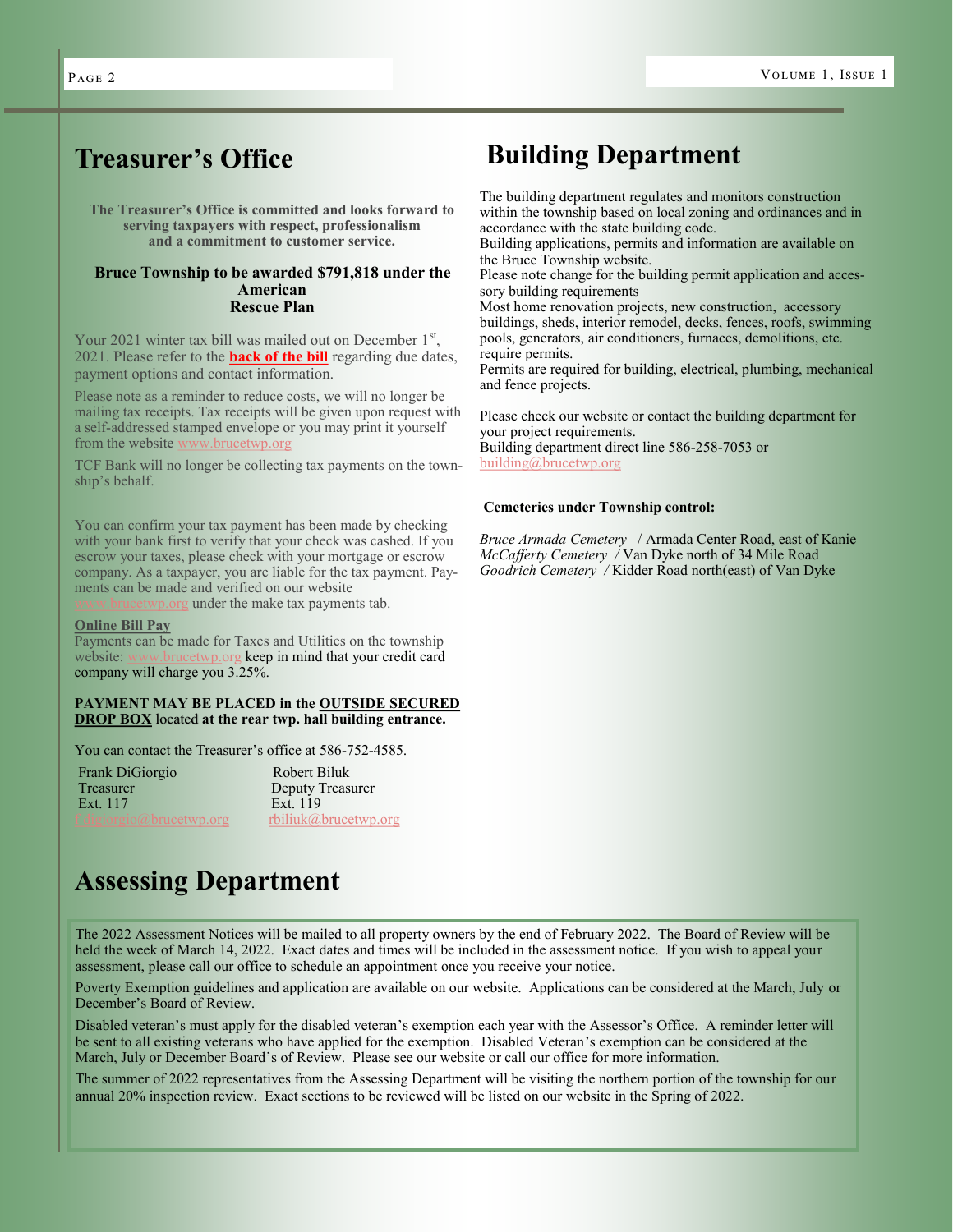## Treasurer's Office

**The Treasurer's Office is committed and looks forward to serving taxpayers with respect, professionalism and a commitment to customer service.**

**Bruce Township to be awarded $791,818 under the American Rescue Plan**

Your 2021 winter tax bill was mailed out on December 1st, 2021. Please refer to the **back of the bill** regarding due dates, payment options and contact information.

Please note as a reminder to reduce costs, we will no longer be mailing tax receipts. Tax receipts will be given upon request with a self-addressed stamped envelope or you may print it yourself from the website www.brucetwp.org

TCF Bank will no longer be collecting tax payments on the township's behalf.

You can confirm your tax payment has been made by checking with your bank first to verify that your check was cashed. If you escrow your taxes, please check with your mortgage or escrow company. As a taxpayer, you are liable for the tax payment. Payments can be made and verified on our website www.brucetwp.org under the make tax payments tab.

**Online Bill Pay**
Payments can be made for Taxes and Utilities on the township website: www.brucetwp.org keep in mind that your credit card company will charge you 3.25%.

**PAYMENT MAY BE PLACED in the OUTSIDE SECURED DROP BOX located at the rear twp. hall building entrance.**

You can contact the Treasurer's office at 586-752-4585.

| | |
|---|---|
| Frank DiGiorgio | Robert Biluk |
| Treasurer | Deputy Treasurer |
| Ext. 117 | Ext. 119 |
| fdigiorgio@brucetwp.org | rbiliuk@brucetwp.org |

## Building Department

The building department regulates and monitors construction within the township based on local zoning and ordinances and in accordance with the state building code.
Building applications, permits and information are available on the Bruce Township website.
Please note change for the building permit application and accessory building requirements
Most home renovation projects, new construction, accessory buildings, sheds, interior remodel, decks, fences, roofs, swimming pools, generators, air conditioners, furnaces, demolitions, etc. require permits.
Permits are required for building, electrical, plumbing, mechanical and fence projects.

Please check our website or contact the building department for your project requirements.
Building department direct line 586-258-7053 or building@brucetwp.org

**Cemeteries under Township control:**

*Bruce Armada Cemetery* / Armada Center Road, east of Kanie
*McCafferty Cemetery* / Van Dyke north of 34 Mile Road
*Goodrich Cemetery* / Kidder Road north(east) of Van Dyke

## Assessing Department

The 2022 Assessment Notices will be mailed to all property owners by the end of February 2022. The Board of Review will be held the week of March 14, 2022. Exact dates and times will be included in the assessment notice. If you wish to appeal your assessment, please call our office to schedule an appointment once you receive your notice.

Poverty Exemption guidelines and application are available on our website. Applications can be considered at the March, July or December's Board of Review.

Disabled veteran's must apply for the disabled veteran's exemption each year with the Assessor's Office. A reminder letter will be sent to all existing veterans who have applied for the exemption. Disabled Veteran's exemption can be considered at the March, July or December Board's of Review. Please see our website or call our office for more information.

The summer of 2022 representatives from the Assessing Department will be visiting the northern portion of the township for our annual 20% inspection review. Exact sections to be reviewed will be listed on our website in the Spring of 2022.